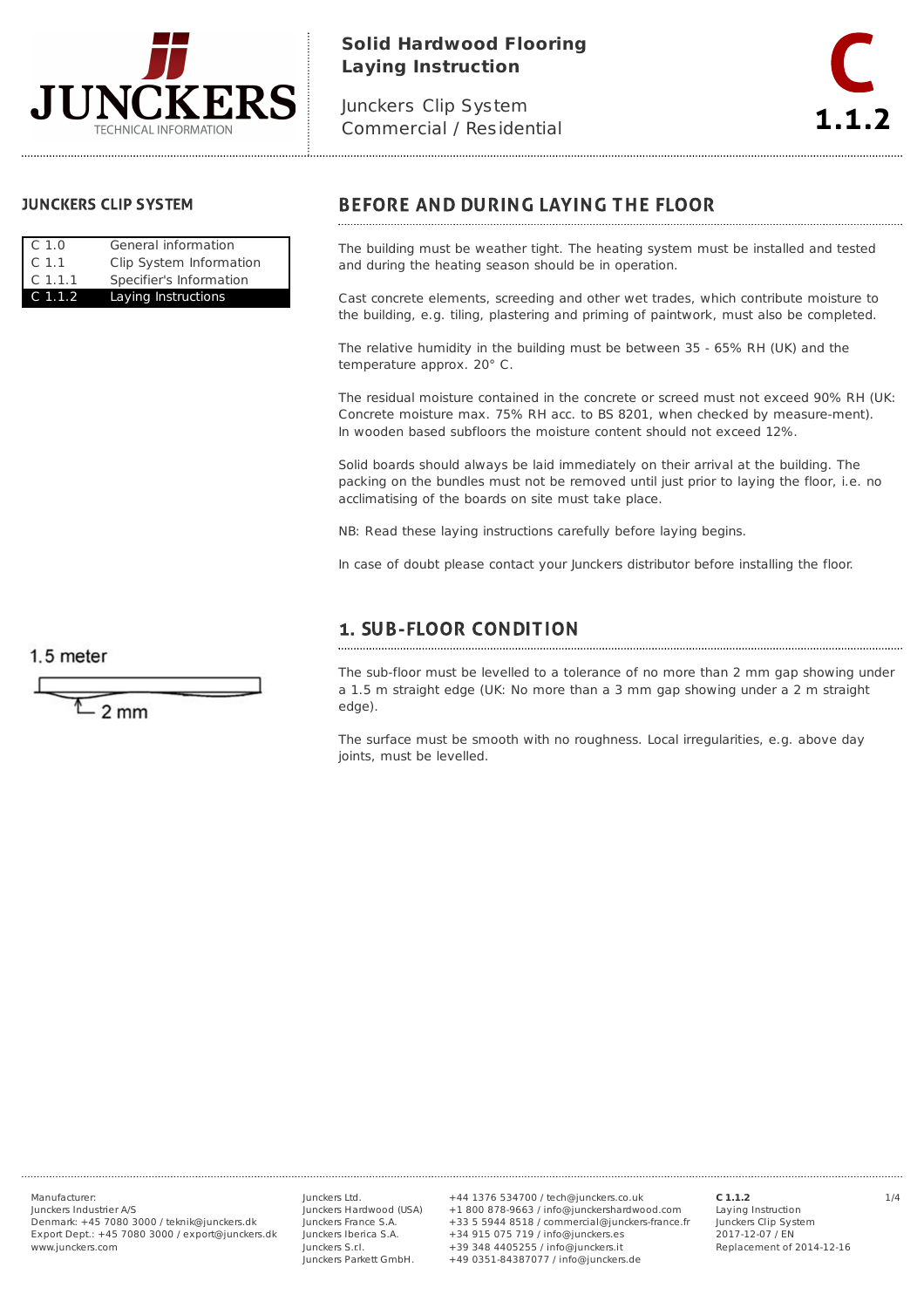# Solid Hardwood Flooring Laying Instruction

Junckers Clip System
Commercial / Residential

C 1.1.2

## JUNCKERS CLIP SYSTEM

| | |
|---|---|
| C 1.0 | General information |
| C 1.1 | Clip System Information |
| C 1.1.1 | Specifier's Information |
| C 1.1.2 | Laying Instructions |

## BEFORE AND DURING LAYING THE FLOOR

The building must be weather tight. The heating system must be installed and tested and during the heating season should be in operation.

Cast concrete elements, screeding and other wet trades, which contribute moisture to the building, e.g. tiling, plastering and priming of paintwork, must also be completed.

The relative humidity in the building must be between 35 - 65% RH (UK) and the temperature approx. 20° C.

The residual moisture contained in the concrete or screed must not exceed 90% RH (UK: Concrete moisture max. 75% RH acc. to BS 8201, when checked by measure-ment). In wooden based subfloors the moisture content should not exceed 12%.

Solid boards should always be laid immediately on their arrival at the building. The packing on the bundles must not be removed until just prior to laying the floor, i.e. no acclimatising of the boards on site must take place.

NB: Read these laying instructions carefully before laying begins.

In case of doubt please contact your Junckers distributor before installing the floor.

## 1. SUB-FLOOR CONDITION

1.5 meter

2 mm

The sub-floor must be levelled to a tolerance of no more than 2 mm gap showing under a 1.5 m straight edge (UK: No more than a 3 mm gap showing under a 2 m straight edge).

The surface must be smooth with no roughness. Local irregularities, e.g. above day joints, must be levelled.

Manufacturer:
Junckers Industrier A/S
Denmark: +45 7080 3000 / teknik@junckers.dk
Export Dept.: +45 7080 3000 / export@junckers.dk
www.junckers.com

Junckers Ltd. +44 1376 534700 / tech@junckers.co.uk
Junckers Hardwood (USA) +1 800 878-9663 / info@junckershardwood.com
Junckers France S.A. +33 5 5944 8518 / commercial@junckers-france.fr
Junckers Iberica S.A. +34 915 075 719 / info@junckers.es
Junckers S.rl. +39 348 4405255 / info@junckers.it
Junckers Parkett GmbH. +49 0351-84387077 / info@junckers.de

**C 1.1.2**
Laying Instruction
Junckers Clip System
2017-12-07 / EN
Replacement of 2014-12-16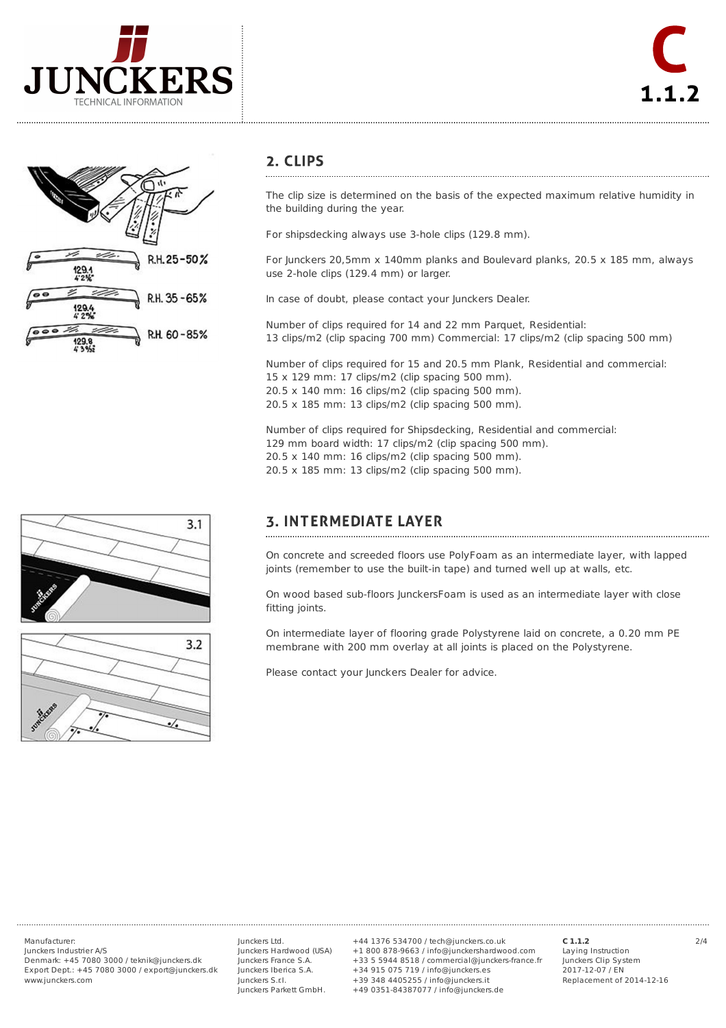## 2. CLIPS

The clip size is determined on the basis of the expected maximum relative humidity in the building during the year.

For shipsdecking always use 3-hole clips (129.8 mm).

For Junckers 20,5mm x 140mm planks and Boulevard planks, 20.5 x 185 mm, always use 2-hole clips (129.4 mm) or larger.

In case of doubt, please contact your Junckers Dealer.

Number of clips required for 14 and 22 mm Parquet, Residential:
13 clips/m2 (clip spacing 700 mm) Commercial: 17 clips/m2 (clip spacing 500 mm)

Number of clips required for 15 and 20.5 mm Plank, Residential and commercial:
15 x 129 mm: 17 clips/m2 (clip spacing 500 mm).
20.5 x 140 mm: 16 clips/m2 (clip spacing 500 mm).
20.5 x 185 mm: 13 clips/m2 (clip spacing 500 mm).

Number of clips required for Shipsdecking, Residential and commercial:
129 mm board width: 17 clips/m2 (clip spacing 500 mm).
20.5 x 140 mm: 16 clips/m2 (clip spacing 500 mm).
20.5 x 185 mm: 13 clips/m2 (clip spacing 500 mm).

## 3. INTERMEDIATE LAYER

On concrete and screeded floors use PolyFoam as an intermediate layer, with lapped joints (remember to use the built-in tape) and turned well up at walls, etc.

On wood based sub-floors JunckersFoam is used as an intermediate layer with close fitting joints.

On intermediate layer of flooring grade Polystyrene laid on concrete, a 0.20 mm PE membrane with 200 mm overlay at all joints is placed on the Polystyrene.

Please contact your Junckers Dealer for advice.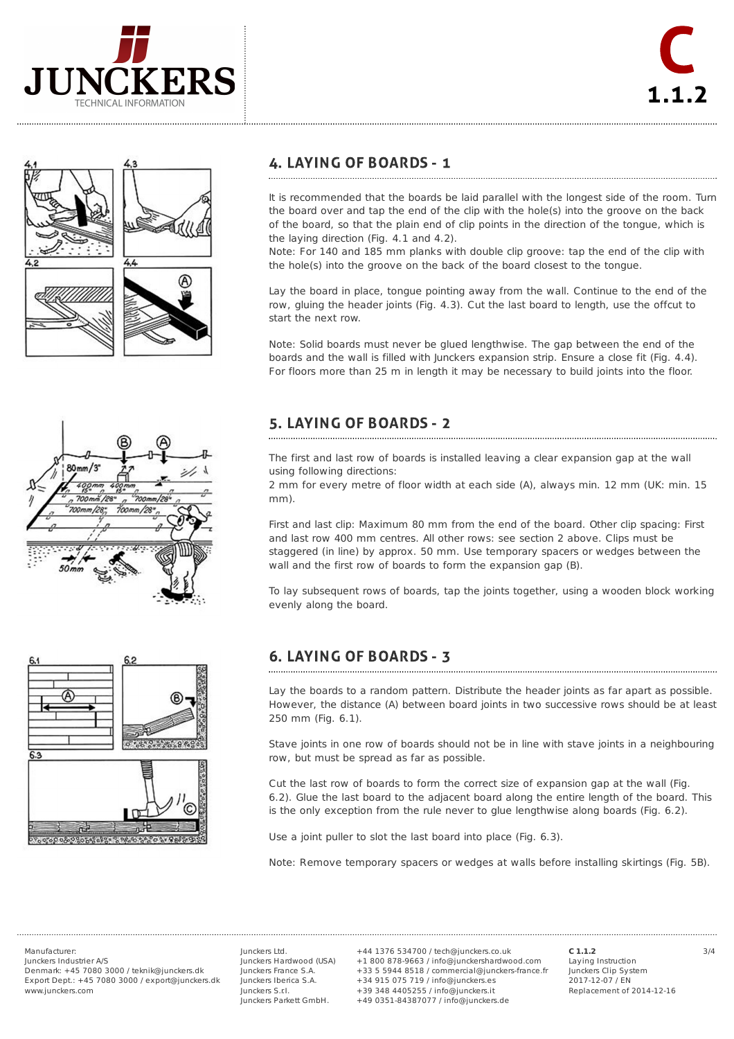## 4. LAYING OF BOARDS - 1

It is recommended that the boards be laid parallel with the longest side of the room. Turn the board over and tap the end of the clip with the hole(s) into the groove on the back of the board, so that the plain end of clip points in the direction of the tongue, which is the laying direction (Fig. 4.1 and 4.2).
Note: For 140 and 185 mm planks with double clip groove: tap the end of the clip with the hole(s) into the groove on the back of the board closest to the tongue.

Lay the board in place, tongue pointing away from the wall. Continue to the end of the row, gluing the header joints (Fig. 4.3). Cut the last board to length, use the offcut to start the next row.

Note: Solid boards must never be glued lengthwise. The gap between the end of the boards and the wall is filled with Junckers expansion strip. Ensure a close fit (Fig. 4.4). For floors more than 25 m in length it may be necessary to build joints into the floor.

## 5. LAYING OF BOARDS - 2

The first and last row of boards is installed leaving a clear expansion gap at the wall using following directions:
2 mm for every metre of floor width at each side (A), always min. 12 mm (UK: min. 15 mm).

First and last clip: Maximum 80 mm from the end of the board. Other clip spacing: First and last row 400 mm centres. All other rows: see section 2 above. Clips must be staggered (in line) by approx. 50 mm. Use temporary spacers or wedges between the wall and the first row of boards to form the expansion gap (B).

To lay subsequent rows of boards, tap the joints together, using a wooden block working evenly along the board.

## 6. LAYING OF BOARDS - 3

Lay the boards to a random pattern. Distribute the header joints as far apart as possible. However, the distance (A) between board joints in two successive rows should be at least 250 mm (Fig. 6.1).

Stave joints in one row of boards should not be in line with stave joints in a neighbouring row, but must be spread as far as possible.

Cut the last row of boards to form the correct size of expansion gap at the wall (Fig. 6.2). Glue the last board to the adjacent board along the entire length of the board. This is the only exception from the rule never to glue lengthwise along boards (Fig. 6.2).

Use a joint puller to slot the last board into place (Fig. 6.3).

Note: Remove temporary spacers or wedges at walls before installing skirtings (Fig. 5B).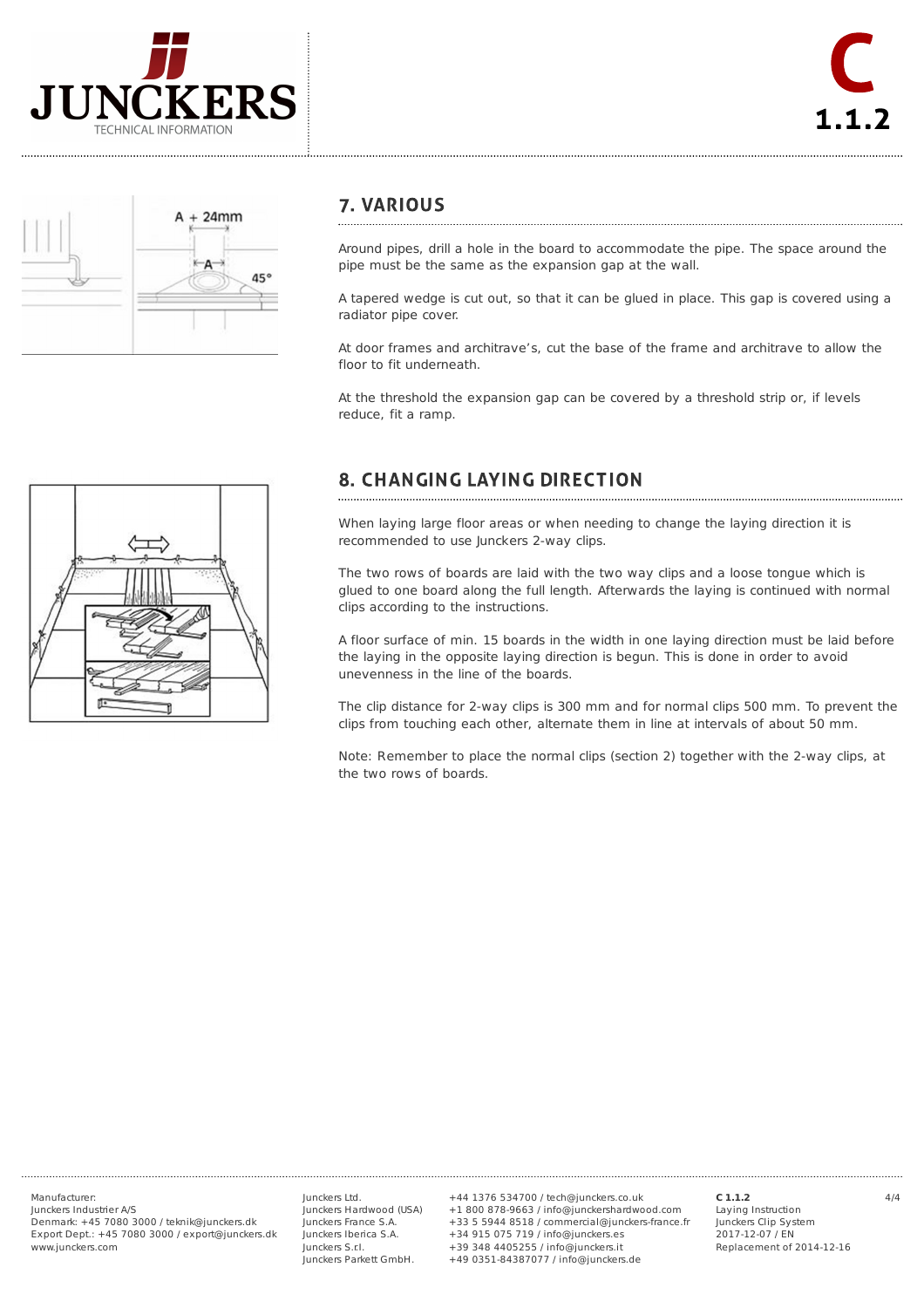## 7. VARIOUS

A + 24mm

A

45°

Around pipes, drill a hole in the board to accommodate the pipe. The space around the pipe must be the same as the expansion gap at the wall.

A tapered wedge is cut out, so that it can be glued in place. This gap is covered using a radiator pipe cover.

At door frames and architrave's, cut the base of the frame and architrave to allow the floor to fit underneath.

At the threshold the expansion gap can be covered by a threshold strip or, if levels reduce, fit a ramp.

## 8. CHANGING LAYING DIRECTION

When laying large floor areas or when needing to change the laying direction it is recommended to use Junckers 2-way clips.

The two rows of boards are laid with the two way clips and a loose tongue which is glued to one board along the full length. Afterwards the laying is continued with normal clips according to the instructions.

A floor surface of min. 15 boards in the width in one laying direction must be laid before the laying in the opposite laying direction is begun. This is done in order to avoid unevenness in the line of the boards.

The clip distance for 2-way clips is 300 mm and for normal clips 500 mm. To prevent the clips from touching each other, alternate them in line at intervals of about 50 mm.

Note: Remember to place the normal clips (section 2) together with the 2-way clips, at the two rows of boards.